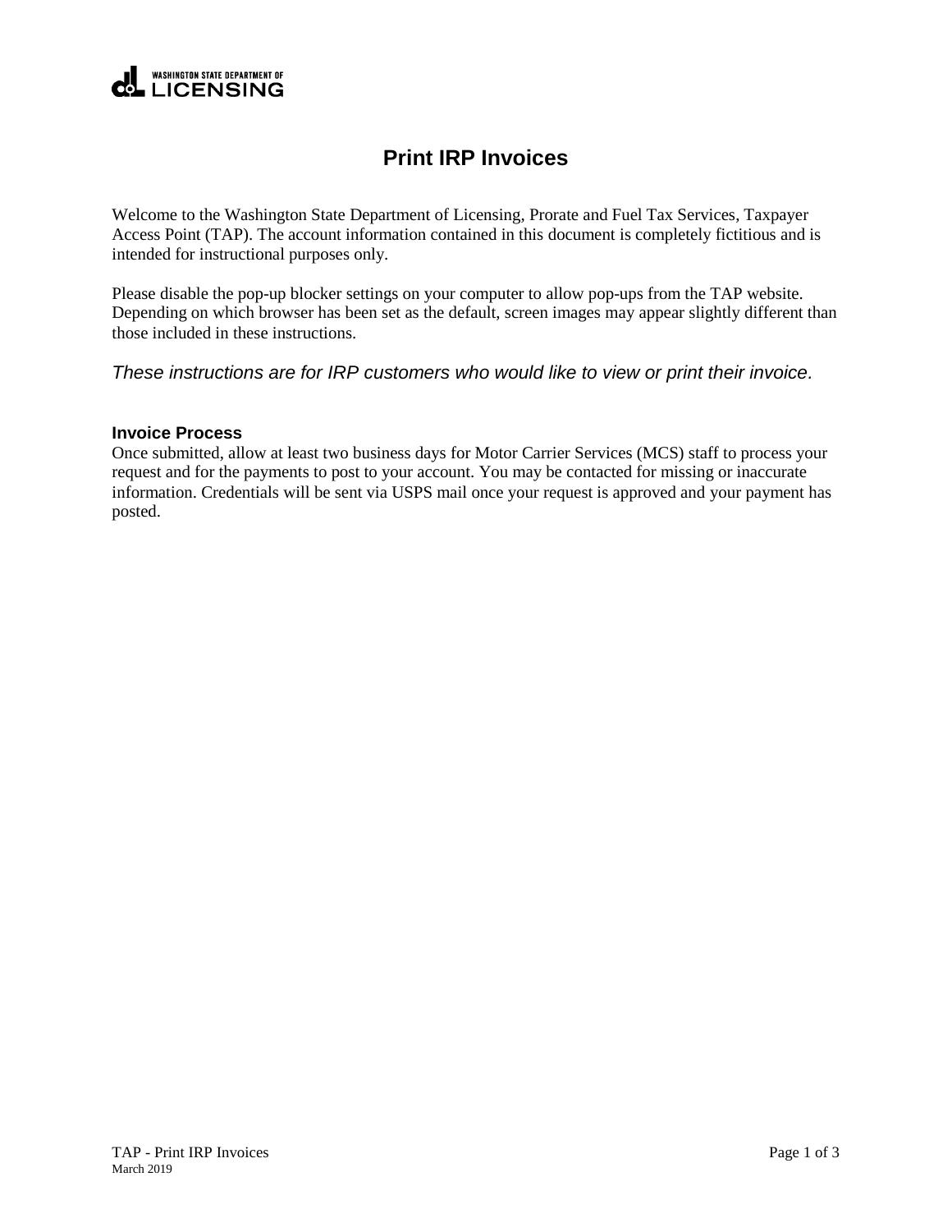# Print IRP Invoices

Welcome to the Washington State Department of Licensing, Prorate and Fuel Tax Services, Taxpayer Access Point (TAP). The account information contained in this document is completely fictitious and is intended for instructional purposes only.

Please disable the pop-up blocker settings on your computer to allow pop-ups from the TAP website. Depending on which browser has been set as the default, screen images may appear slightly different than those included in these instructions.

*These instructions are for IRP customers who would like to view or print their invoice.*

### Invoice Process

Once submitted, allow at least two business days for Motor Carrier Services (MCS) staff to process your request and for the payments to post to your account. You may be contacted for missing or inaccurate information. Credentials will be sent via USPS mail once your request is approved and your payment has posted.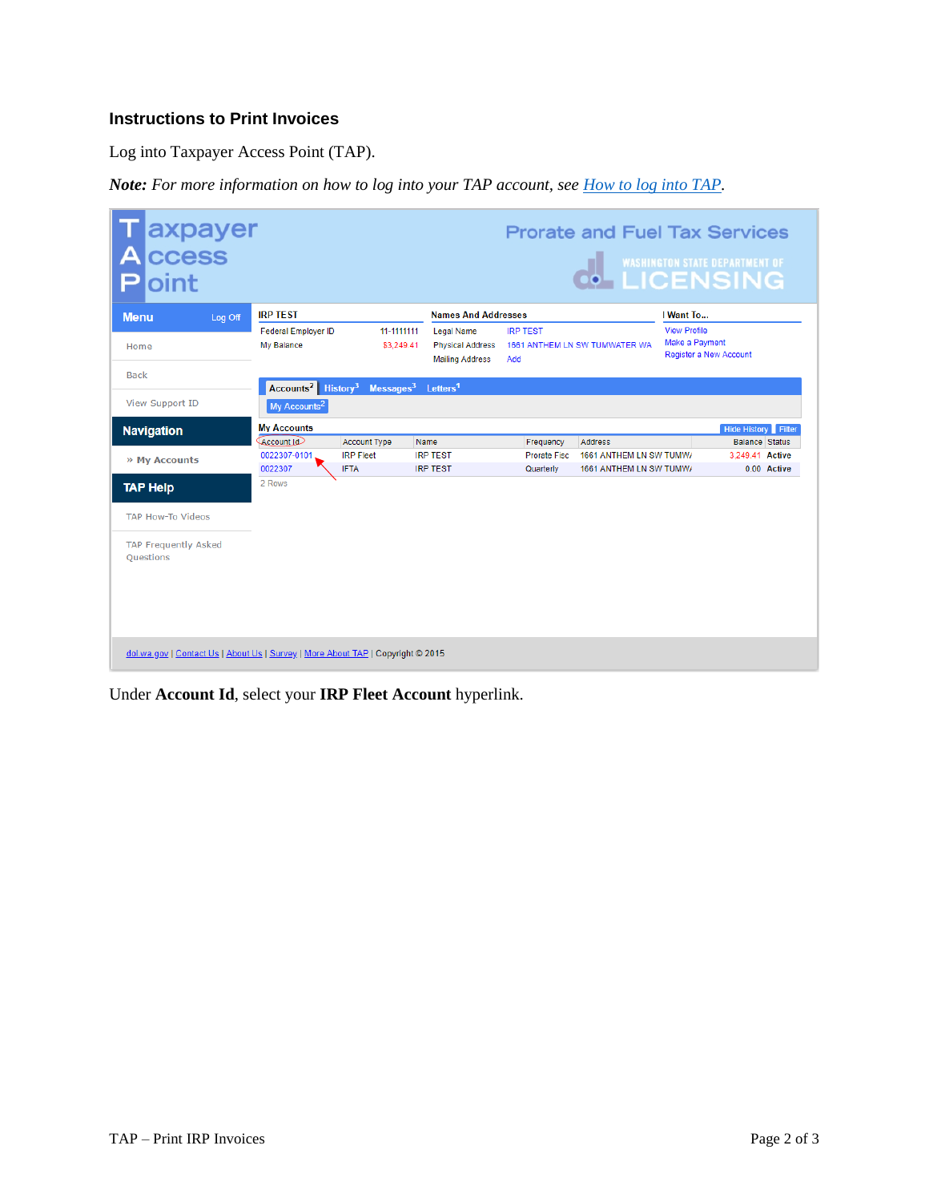## Instructions to Print Invoices

Log into Taxpayer Access Point (TAP).

***Note:*** *For more information on how to log into your TAP account, see [How to log into TAP](How to log into TAP).*

Under **Account Id**, select your **IRP Fleet Account** hyperlink.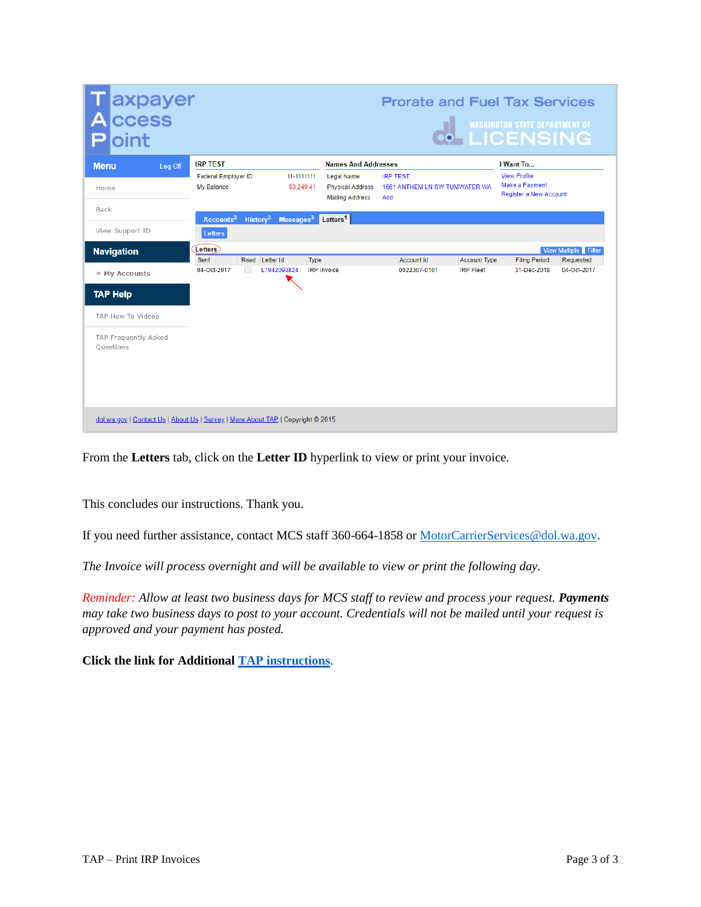From the **Letters** tab, click on the **Letter ID** hyperlink to view or print your invoice.

This concludes our instructions. Thank you.

If you need further assistance, contact MCS staff 360-664-1858 or MotorCarrierServices@dol.wa.gov.

*The Invoice will process overnight and will be available to view or print the following day.*

*Reminder: Allow at least two business days for MCS staff to review and process your request.* ***Payments*** *may take two business days to post to your account. Credentials will not be mailed until your request is approved and your payment has posted.*

**Click the link for Additional TAP instructions.**